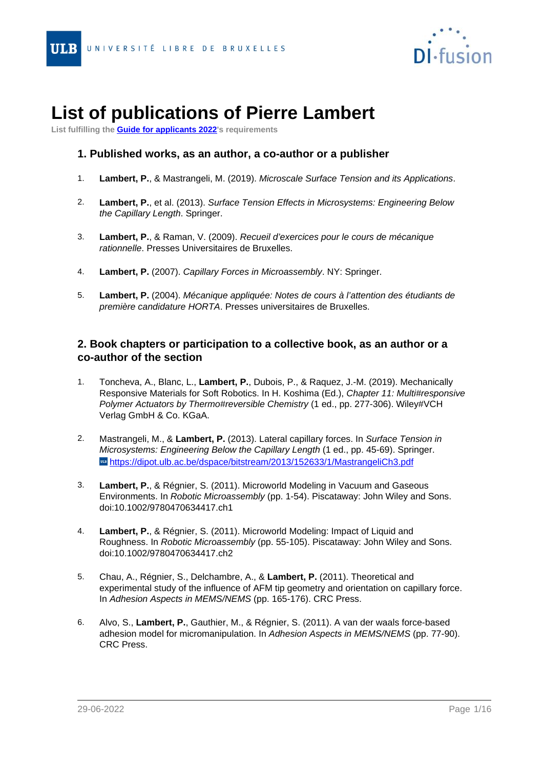# List of publications of Pierre Lambert

List fulfilling the [Guide for applicants 2022](#)'s requirements

## 1. Published works, as an author, a co-author or a publisher

1. **Lambert, P.**, & Mastrangeli, M. (2019). *Microscale Surface Tension and its Applications*.

2. **Lambert, P.**, et al. (2013). *Surface Tension Effects in Microsystems: Engineering Below the Capillary Length*. Springer.

3. **Lambert, P.**, & Raman, V. (2009). *Recueil d'exercices pour le cours de mécanique rationnelle*. Presses Universitaires de Bruxelles.

4. **Lambert, P.** (2007). *Capillary Forces in Microassembly*. NY: Springer.

5. **Lambert, P.** (2004). *Mécanique appliquée: Notes de cours à l'attention des étudiants de première candidature HORTA*. Presses universitaires de Bruxelles.

## 2. Book chapters or participation to a collective book, as an author or a co-author of the section

1. Toncheva, A., Blanc, L., **Lambert, P.**, Dubois, P., & Raquez, J.-M. (2019). Mechanically Responsive Materials for Soft Robotics. In H. Koshima (Ed.), *Chapter 11: Multi#responsive Polymer Actuators by Thermo#reversible Chemistry* (1 ed., pp. 277-306). Wiley#VCH Verlag GmbH & Co. KGaA.

2. Mastrangeli, M., & **Lambert, P.** (2013). Lateral capillary forces. In *Surface Tension in Microsystems: Engineering Below the Capillary Length* (1 ed., pp. 45-69). Springer. https://dipot.ulb.ac.be/dspace/bitstream/2013/152633/1/MastrangeliCh3.pdf

3. **Lambert, P.**, & Régnier, S. (2011). Microworld Modeling in Vacuum and Gaseous Environments. In *Robotic Microassembly* (pp. 1-54). Piscataway: John Wiley and Sons. doi:10.1002/9780470634417.ch1

4. **Lambert, P.**, & Régnier, S. (2011). Microworld Modeling: Impact of Liquid and Roughness. In *Robotic Microassembly* (pp. 55-105). Piscataway: John Wiley and Sons. doi:10.1002/9780470634417.ch2

5. Chau, A., Régnier, S., Delchambre, A., & **Lambert, P.** (2011). Theoretical and experimental study of the influence of AFM tip geometry and orientation on capillary force. In *Adhesion Aspects in MEMS/NEMS* (pp. 165-176). CRC Press.

6. Alvo, S., **Lambert, P.**, Gauthier, M., & Régnier, S. (2011). A van der waals force-based adhesion model for micromanipulation. In *Adhesion Aspects in MEMS/NEMS* (pp. 77-90). CRC Press.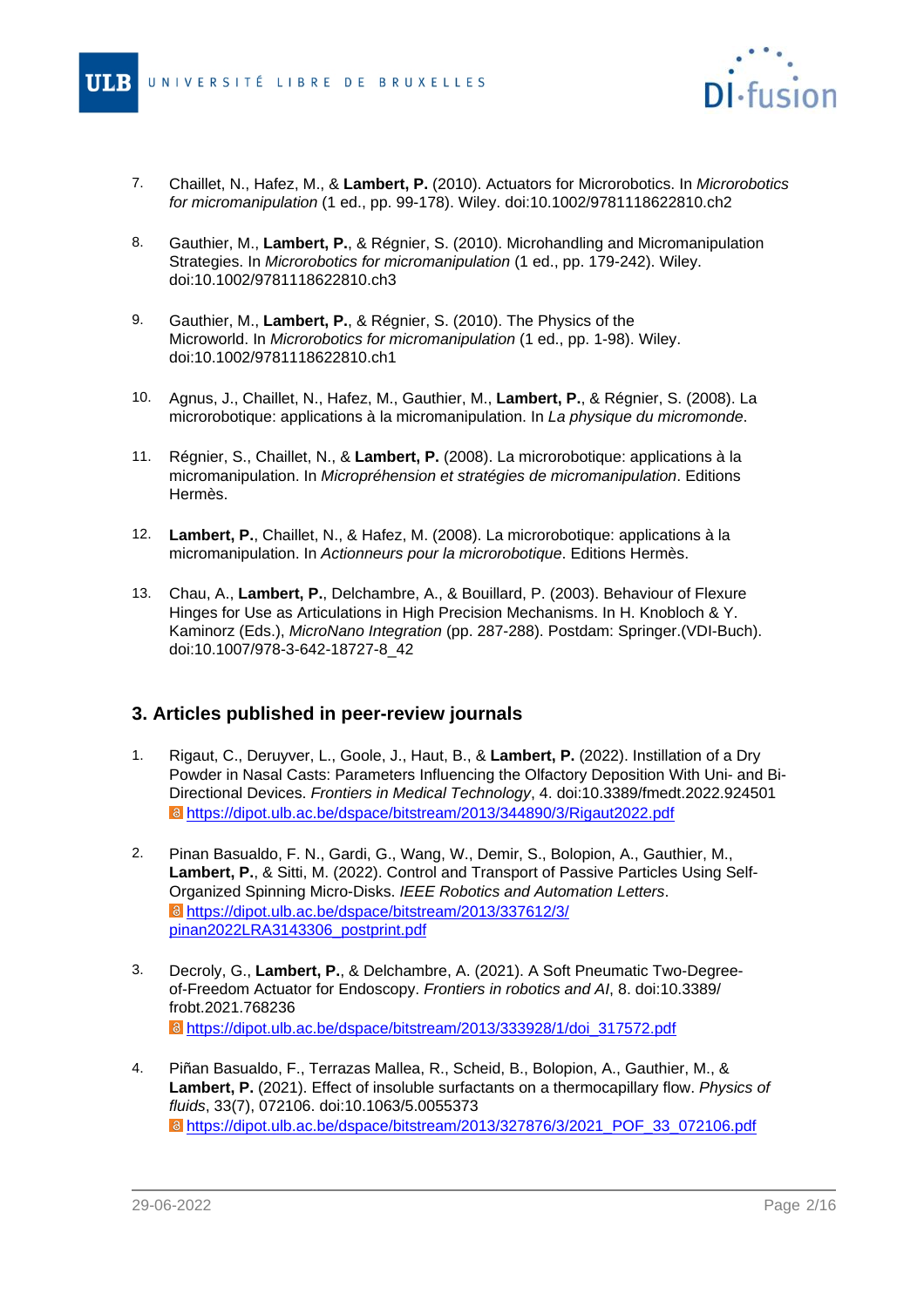7. Chaillet, N., Hafez, M., & **Lambert, P.** (2010). Actuators for Microrobotics. In *Microrobotics for micromanipulation* (1 ed., pp. 99-178). Wiley. doi:10.1002/9781118622810.ch2

8. Gauthier, M., **Lambert, P.**, & Régnier, S. (2010). Microhandling and Micromanipulation Strategies. In *Microrobotics for micromanipulation* (1 ed., pp. 179-242). Wiley. doi:10.1002/9781118622810.ch3

9. Gauthier, M., **Lambert, P.**, & Régnier, S. (2010). The Physics of the Microworld. In *Microrobotics for micromanipulation* (1 ed., pp. 1-98). Wiley. doi:10.1002/9781118622810.ch1

10. Agnus, J., Chaillet, N., Hafez, M., Gauthier, M., **Lambert, P.**, & Régnier, S. (2008). La microrobotique: applications à la micromanipulation. In *La physique du micromonde*.

11. Régnier, S., Chaillet, N., & **Lambert, P.** (2008). La microrobotique: applications à la micromanipulation. In *Micropréhension et stratégies de micromanipulation*. Editions Hermès.

12. **Lambert, P.**, Chaillet, N., & Hafez, M. (2008). La microrobotique: applications à la micromanipulation. In *Actionneurs pour la microrobotique*. Editions Hermès.

13. Chau, A., **Lambert, P.**, Delchambre, A., & Bouillard, P. (2003). Behaviour of Flexure Hinges for Use as Articulations in High Precision Mechanisms. In H. Knobloch & Y. Kaminorz (Eds.), *MicroNano Integration* (pp. 287-288). Postdam: Springer.(VDI-Buch). doi:10.1007/978-3-642-18727-8_42

## 3. Articles published in peer-review journals

1. Rigaut, C., Deruyver, L., Goole, J., Haut, B., & **Lambert, P.** (2022). Instillation of a Dry Powder in Nasal Casts: Parameters Influencing the Olfactory Deposition With Uni- and Bi-Directional Devices. *Frontiers in Medical Technology*, 4. doi:10.3389/fmedt.2022.924501
   https://dipot.ulb.ac.be/dspace/bitstream/2013/344890/3/Rigaut2022.pdf

2. Pinan Basualdo, F. N., Gardi, G., Wang, W., Demir, S., Bolopion, A., Gauthier, M., **Lambert, P.**, & Sitti, M. (2022). Control and Transport of Passive Particles Using Self-Organized Spinning Micro-Disks. *IEEE Robotics and Automation Letters*.
   https://dipot.ulb.ac.be/dspace/bitstream/2013/337612/3/pinan2022LRA3143306_postprint.pdf

3. Decroly, G., **Lambert, P.**, & Delchambre, A. (2021). A Soft Pneumatic Two-Degree-of-Freedom Actuator for Endoscopy. *Frontiers in robotics and AI*, 8. doi:10.3389/frobt.2021.768236
   https://dipot.ulb.ac.be/dspace/bitstream/2013/333928/1/doi_317572.pdf

4. Piñan Basualdo, F., Terrazas Mallea, R., Scheid, B., Bolopion, A., Gauthier, M., & **Lambert, P.** (2021). Effect of insoluble surfactants on a thermocapillary flow. *Physics of fluids*, 33(7), 072106. doi:10.1063/5.0055373
   https://dipot.ulb.ac.be/dspace/bitstream/2013/327876/3/2021_POF_33_072106.pdf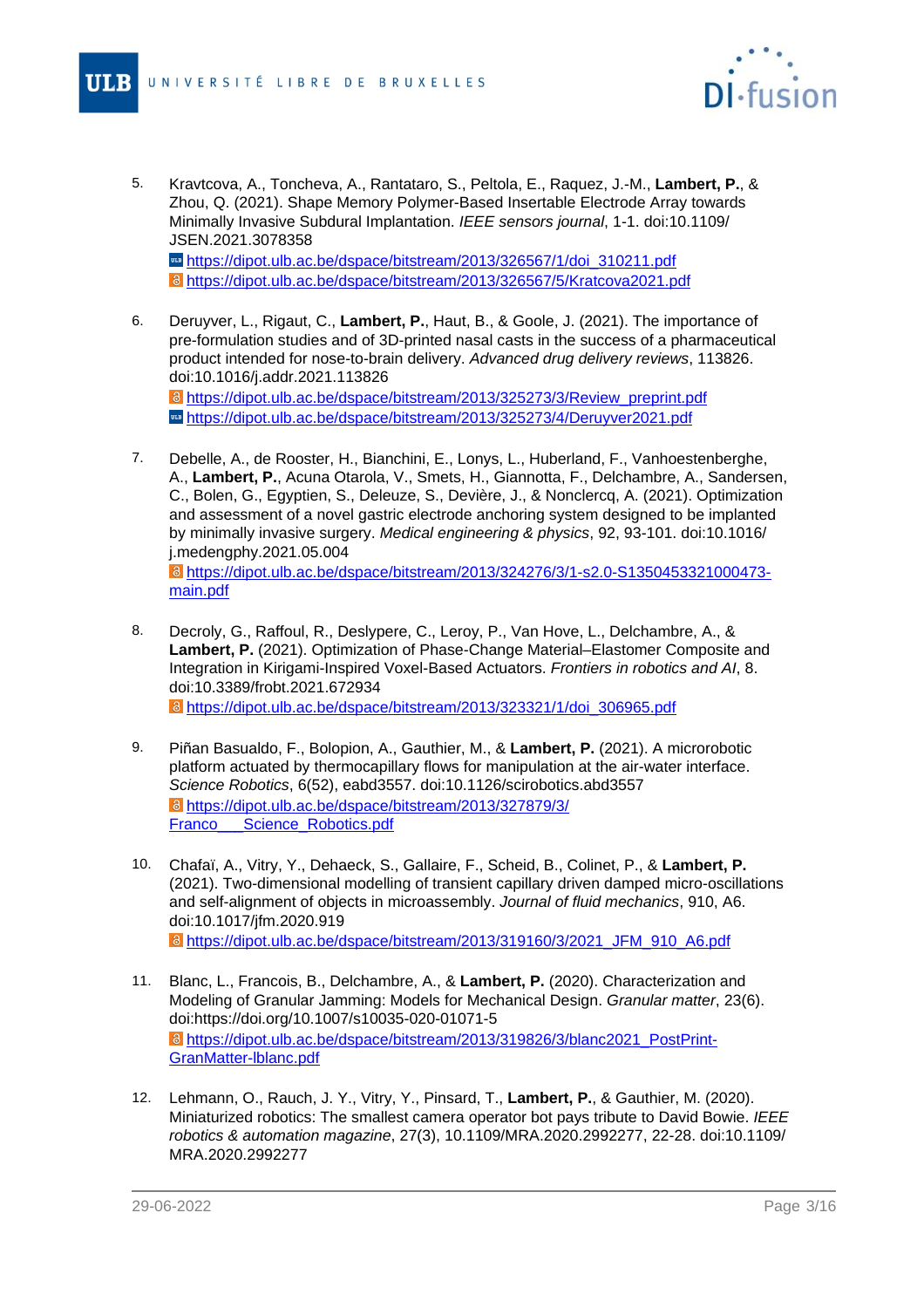5. Kravtcova, A., Toncheva, A., Rantataro, S., Peltola, E., Raquez, J.-M., **Lambert, P.**, & Zhou, Q. (2021). Shape Memory Polymer-Based Insertable Electrode Array towards Minimally Invasive Subdural Implantation. *IEEE sensors journal*, 1-1. doi:10.1109/JSEN.2021.3078358
   https://dipot.ulb.ac.be/dspace/bitstream/2013/326567/1/doi_310211.pdf
   https://dipot.ulb.ac.be/dspace/bitstream/2013/326567/5/Kratcova2021.pdf

6. Deruyver, L., Rigaut, C., **Lambert, P.**, Haut, B., & Goole, J. (2021). The importance of pre-formulation studies and of 3D-printed nasal casts in the success of a pharmaceutical product intended for nose-to-brain delivery. *Advanced drug delivery reviews*, 113826. doi:10.1016/j.addr.2021.113826
   https://dipot.ulb.ac.be/dspace/bitstream/2013/325273/3/Review_preprint.pdf
   https://dipot.ulb.ac.be/dspace/bitstream/2013/325273/4/Deruyver2021.pdf

7. Debelle, A., de Rooster, H., Bianchini, E., Lonys, L., Huberland, F., Vanhoestenberghe, A., **Lambert, P.**, Acuna Otarola, V., Smets, H., Giannotta, F., Delchambre, A., Sandersen, C., Bolen, G., Egyptien, S., Deleuze, S., Devière, J., & Nonclercq, A. (2021). Optimization and assessment of a novel gastric electrode anchoring system designed to be implanted by minimally invasive surgery. *Medical engineering & physics*, 92, 93-101. doi:10.1016/j.medengphy.2021.05.004
   https://dipot.ulb.ac.be/dspace/bitstream/2013/324276/3/1-s2.0-S1350453321000473-main.pdf

8. Decroly, G., Raffoul, R., Deslypere, C., Leroy, P., Van Hove, L., Delchambre, A., & **Lambert, P.** (2021). Optimization of Phase-Change Material–Elastomer Composite and Integration in Kirigami-Inspired Voxel-Based Actuators. *Frontiers in robotics and AI*, 8. doi:10.3389/frobt.2021.672934
   https://dipot.ulb.ac.be/dspace/bitstream/2013/323321/1/doi_306965.pdf

9. Piñan Basualdo, F., Bolopion, A., Gauthier, M., & **Lambert, P.** (2021). A microrobotic platform actuated by thermocapillary flows for manipulation at the air-water interface. *Science Robotics*, 6(52), eabd3557. doi:10.1126/scirobotics.abd3557
   https://dipot.ulb.ac.be/dspace/bitstream/2013/327879/3/Franco___Science_Robotics.pdf

10. Chafaï, A., Vitry, Y., Dehaeck, S., Gallaire, F., Scheid, B., Colinet, P., & **Lambert, P.** (2021). Two-dimensional modelling of transient capillary driven damped micro-oscillations and self-alignment of objects in microassembly. *Journal of fluid mechanics*, 910, A6. doi:10.1017/jfm.2020.919
    https://dipot.ulb.ac.be/dspace/bitstream/2013/319160/3/2021_JFM_910_A6.pdf

11. Blanc, L., Francois, B., Delchambre, A., & **Lambert, P.** (2020). Characterization and Modeling of Granular Jamming: Models for Mechanical Design. *Granular matter*, 23(6). doi:https://doi.org/10.1007/s10035-020-01071-5
    https://dipot.ulb.ac.be/dspace/bitstream/2013/319826/3/blanc2021_PostPrint-GranMatter-lblanc.pdf

12. Lehmann, O., Rauch, J. Y., Vitry, Y., Pinsard, T., **Lambert, P.**, & Gauthier, M. (2020). Miniaturized robotics: The smallest camera operator bot pays tribute to David Bowie. *IEEE robotics & automation magazine*, 27(3), 10.1109/MRA.2020.2992277, 22-28. doi:10.1109/MRA.2020.2992277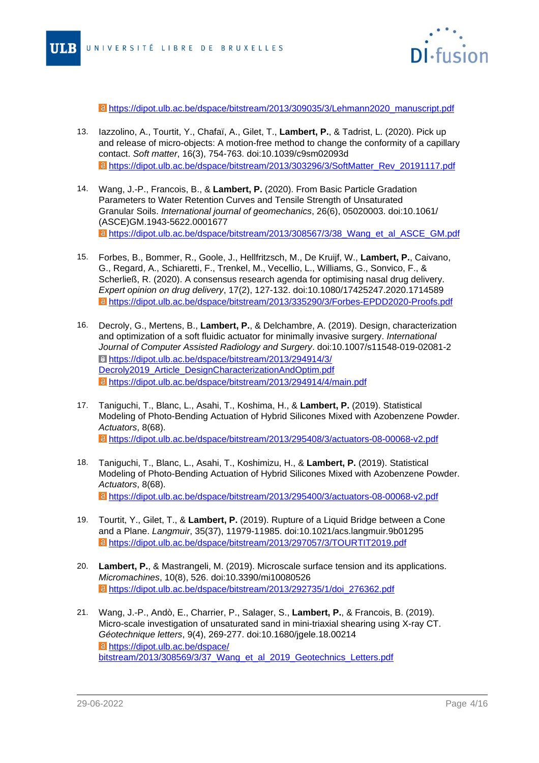https://dipot.ulb.ac.be/dspace/bitstream/2013/309035/3/Lehmann2020_manuscript.pdf

13. Iazzolino, A., Tourtit, Y., Chafaï, A., Gilet, T., **Lambert, P.**, & Tadrist, L. (2020). Pick up and release of micro-objects: A motion-free method to change the conformity of a capillary contact. *Soft matter*, 16(3), 754-763. doi:10.1039/c9sm02093d
https://dipot.ulb.ac.be/dspace/bitstream/2013/303296/3/SoftMatter_Rev_20191117.pdf

14. Wang, J.-P., Francois, B., & **Lambert, P.** (2020). From Basic Particle Gradation Parameters to Water Retention Curves and Tensile Strength of Unsaturated Granular Soils. *International journal of geomechanics*, 26(6), 05020003. doi:10.1061/(ASCE)GM.1943-5622.0001677
https://dipot.ulb.ac.be/dspace/bitstream/2013/308567/3/38_Wang_et_al_ASCE_GM.pdf

15. Forbes, B., Bommer, R., Goole, J., Hellfritzsch, M., De Kruijf, W., **Lambert, P.**, Caivano, G., Regard, A., Schiaretti, F., Trenkel, M., Vecellio, L., Williams, G., Sonvico, F., & Scherließ, R. (2020). A consensus research agenda for optimising nasal drug delivery. *Expert opinion on drug delivery*, 17(2), 127-132. doi:10.1080/17425247.2020.1714589
https://dipot.ulb.ac.be/dspace/bitstream/2013/335290/3/Forbes-EPDD2020-Proofs.pdf

16. Decroly, G., Mertens, B., **Lambert, P.**, & Delchambre, A. (2019). Design, characterization and optimization of a soft fluidic actuator for minimally invasive surgery. *International Journal of Computer Assisted Radiology and Surgery*. doi:10.1007/s11548-019-02081-2
https://dipot.ulb.ac.be/dspace/bitstream/2013/294914/3/Decroly2019_Article_DesignCharacterizationAndOptim.pdf
https://dipot.ulb.ac.be/dspace/bitstream/2013/294914/4/main.pdf

17. Taniguchi, T., Blanc, L., Asahi, T., Koshima, H., & **Lambert, P.** (2019). Statistical Modeling of Photo-Bending Actuation of Hybrid Silicones Mixed with Azobenzene Powder. *Actuators*, 8(68).
https://dipot.ulb.ac.be/dspace/bitstream/2013/295408/3/actuators-08-00068-v2.pdf

18. Taniguchi, T., Blanc, L., Asahi, T., Koshimizu, H., & **Lambert, P.** (2019). Statistical Modeling of Photo-Bending Actuation of Hybrid Silicones Mixed with Azobenzene Powder. *Actuators*, 8(68).
https://dipot.ulb.ac.be/dspace/bitstream/2013/295400/3/actuators-08-00068-v2.pdf

19. Tourtit, Y., Gilet, T., & **Lambert, P.** (2019). Rupture of a Liquid Bridge between a Cone and a Plane. *Langmuir*, 35(37), 11979-11985. doi:10.1021/acs.langmuir.9b01295
https://dipot.ulb.ac.be/dspace/bitstream/2013/297057/3/TOURTIT2019.pdf

20. **Lambert, P.**, & Mastrangeli, M. (2019). Microscale surface tension and its applications. *Micromachines*, 10(8), 526. doi:10.3390/mi10080526
https://dipot.ulb.ac.be/dspace/bitstream/2013/292735/1/doi_276362.pdf

21. Wang, J.-P., Andò, E., Charrier, P., Salager, S., **Lambert, P.**, & Francois, B. (2019). Micro-scale investigation of unsaturated sand in mini-triaxial shearing using X-ray CT. *Géotechnique letters*, 9(4), 269-277. doi:10.1680/jgele.18.00214
https://dipot.ulb.ac.be/dspace/bitstream/2013/308569/3/37_Wang_et_al_2019_Geotechnics_Letters.pdf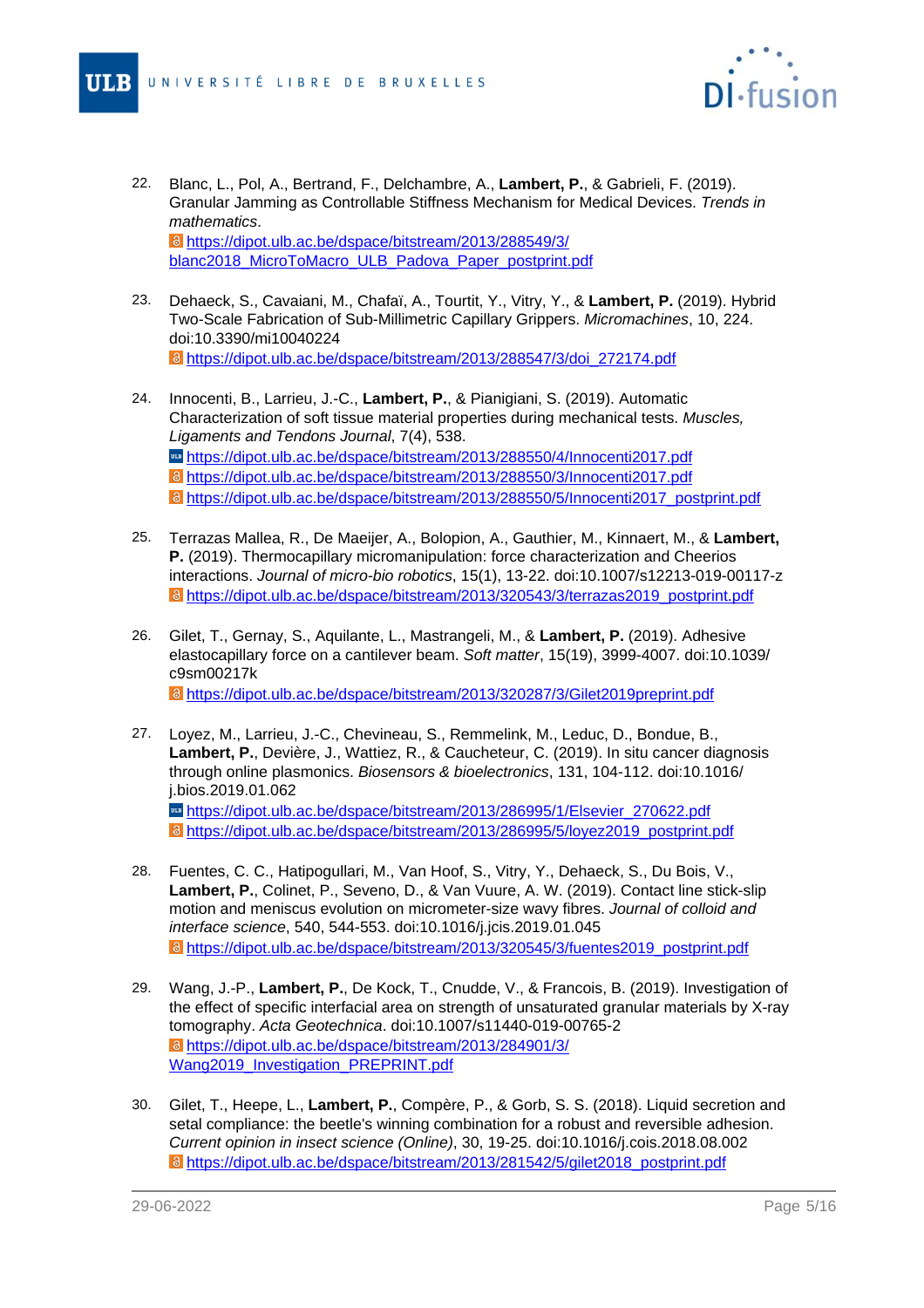22. Blanc, L., Pol, A., Bertrand, F., Delchambre, A., **Lambert, P.**, & Gabrieli, F. (2019). Granular Jamming as Controllable Stiffness Mechanism for Medical Devices. *Trends in mathematics*.
    [https://dipot.ulb.ac.be/dspace/bitstream/2013/288549/3/blanc2018_MicroToMacro_ULB_Padova_Paper_postprint.pdf](https://dipot.ulb.ac.be/dspace/bitstream/2013/288549/3/blanc2018_MicroToMacro_ULB_Padova_Paper_postprint.pdf)

23. Dehaeck, S., Cavaiani, M., Chafaï, A., Tourtit, Y., Vitry, Y., & **Lambert, P.** (2019). Hybrid Two-Scale Fabrication of Sub-Millimetric Capillary Grippers. *Micromachines*, 10, 224. doi:10.3390/mi10040224
    [https://dipot.ulb.ac.be/dspace/bitstream/2013/288547/3/doi_272174.pdf](https://dipot.ulb.ac.be/dspace/bitstream/2013/288547/3/doi_272174.pdf)

24. Innocenti, B., Larrieu, J.-C., **Lambert, P.**, & Pianigiani, S. (2019). Automatic Characterization of soft tissue material properties during mechanical tests. *Muscles, Ligaments and Tendons Journal*, 7(4), 538.
    [https://dipot.ulb.ac.be/dspace/bitstream/2013/288550/4/Innocenti2017.pdf](https://dipot.ulb.ac.be/dspace/bitstream/2013/288550/4/Innocenti2017.pdf)
    [https://dipot.ulb.ac.be/dspace/bitstream/2013/288550/3/Innocenti2017.pdf](https://dipot.ulb.ac.be/dspace/bitstream/2013/288550/3/Innocenti2017.pdf)
    [https://dipot.ulb.ac.be/dspace/bitstream/2013/288550/5/Innocenti2017_postprint.pdf](https://dipot.ulb.ac.be/dspace/bitstream/2013/288550/5/Innocenti2017_postprint.pdf)

25. Terrazas Mallea, R., De Maeijer, A., Bolopion, A., Gauthier, M., Kinnaert, M., & **Lambert, P.** (2019). Thermocapillary micromanipulation: force characterization and Cheerios interactions. *Journal of micro-bio robotics*, 15(1), 13-22. doi:10.1007/s12213-019-00117-z
    [https://dipot.ulb.ac.be/dspace/bitstream/2013/320543/3/terrazas2019_postprint.pdf](https://dipot.ulb.ac.be/dspace/bitstream/2013/320543/3/terrazas2019_postprint.pdf)

26. Gilet, T., Gernay, S., Aquilante, L., Mastrangeli, M., & **Lambert, P.** (2019). Adhesive elastocapillary force on a cantilever beam. *Soft matter*, 15(19), 3999-4007. doi:10.1039/c9sm00217k
    [https://dipot.ulb.ac.be/dspace/bitstream/2013/320287/3/Gilet2019preprint.pdf](https://dipot.ulb.ac.be/dspace/bitstream/2013/320287/3/Gilet2019preprint.pdf)

27. Loyez, M., Larrieu, J.-C., Chevineau, S., Remmelink, M., Leduc, D., Bondue, B., **Lambert, P.**, Devière, J., Wattiez, R., & Caucheteur, C. (2019). In situ cancer diagnosis through online plasmonics. *Biosensors & bioelectronics*, 131, 104-112. doi:10.1016/j.bios.2019.01.062
    [https://dipot.ulb.ac.be/dspace/bitstream/2013/286995/1/Elsevier_270622.pdf](https://dipot.ulb.ac.be/dspace/bitstream/2013/286995/1/Elsevier_270622.pdf)
    [https://dipot.ulb.ac.be/dspace/bitstream/2013/286995/5/loyez2019_postprint.pdf](https://dipot.ulb.ac.be/dspace/bitstream/2013/286995/5/loyez2019_postprint.pdf)

28. Fuentes, C. C., Hatipogullari, M., Van Hoof, S., Vitry, Y., Dehaeck, S., Du Bois, V., **Lambert, P.**, Colinet, P., Seveno, D., & Van Vuure, A. W. (2019). Contact line stick-slip motion and meniscus evolution on micrometer-size wavy fibres. *Journal of colloid and interface science*, 540, 544-553. doi:10.1016/j.jcis.2019.01.045
    [https://dipot.ulb.ac.be/dspace/bitstream/2013/320545/3/fuentes2019_postprint.pdf](https://dipot.ulb.ac.be/dspace/bitstream/2013/320545/3/fuentes2019_postprint.pdf)

29. Wang, J.-P., **Lambert, P.**, De Kock, T., Cnudde, V., & Francois, B. (2019). Investigation of the effect of specific interfacial area on strength of unsaturated granular materials by X-ray tomography. *Acta Geotechnica*. doi:10.1007/s11440-019-00765-2
    [https://dipot.ulb.ac.be/dspace/bitstream/2013/284901/3/Wang2019_Investigation_PREPRINT.pdf](https://dipot.ulb.ac.be/dspace/bitstream/2013/284901/3/Wang2019_Investigation_PREPRINT.pdf)

30. Gilet, T., Heepe, L., **Lambert, P.**, Compère, P., & Gorb, S. S. (2018). Liquid secretion and setal compliance: the beetle's winning combination for a robust and reversible adhesion. *Current opinion in insect science (Online)*, 30, 19-25. doi:10.1016/j.cois.2018.08.002
    [https://dipot.ulb.ac.be/dspace/bitstream/2013/281542/5/gilet2018_postprint.pdf](https://dipot.ulb.ac.be/dspace/bitstream/2013/281542/5/gilet2018_postprint.pdf)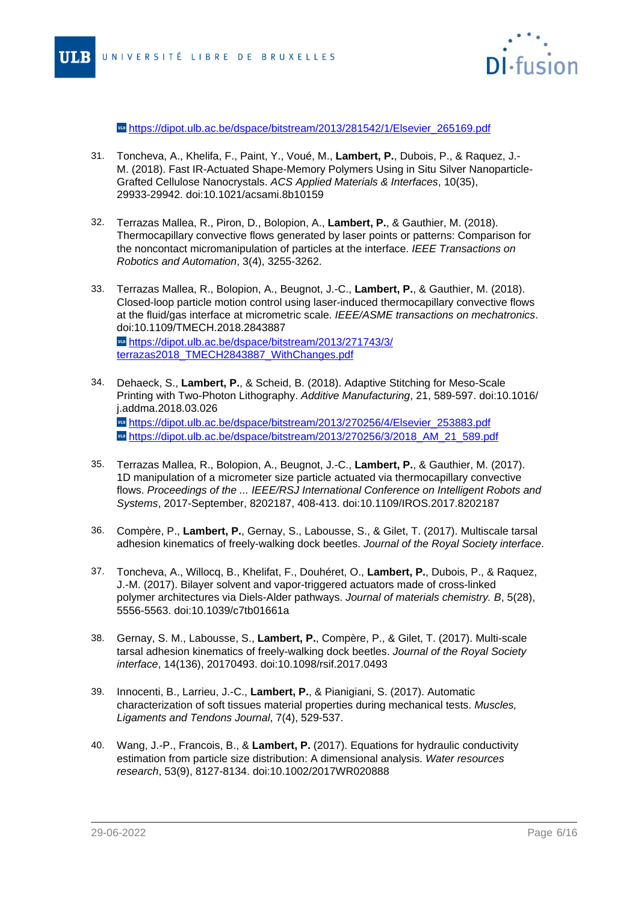[https://dipot.ulb.ac.be/dspace/bitstream/2013/281542/1/Elsevier_265169.pdf](https://dipot.ulb.ac.be/dspace/bitstream/2013/281542/1/Elsevier_265169.pdf)

31. Toncheva, A., Khelifa, F., Paint, Y., Voué, M., **Lambert, P.**, Dubois, P., & Raquez, J.-M. (2018). Fast IR-Actuated Shape-Memory Polymers Using in Situ Silver Nanoparticle-Grafted Cellulose Nanocrystals. *ACS Applied Materials & Interfaces*, 10(35), 29933-29942. doi:10.1021/acsami.8b10159

32. Terrazas Mallea, R., Piron, D., Bolopion, A., **Lambert, P.**, & Gauthier, M. (2018). Thermocapillary convective flows generated by laser points or patterns: Comparison for the noncontact micromanipulation of particles at the interface. *IEEE Transactions on Robotics and Automation*, 3(4), 3255-3262.

33. Terrazas Mallea, R., Bolopion, A., Beugnot, J.-C., **Lambert, P.**, & Gauthier, M. (2018). Closed-loop particle motion control using laser-induced thermocapillary convective flows at the fluid/gas interface at micrometric scale. *IEEE/ASME transactions on mechatronics*. doi:10.1109/TMECH.2018.2843887
[https://dipot.ulb.ac.be/dspace/bitstream/2013/271743/3/terrazas2018_TMECH2843887_WithChanges.pdf](https://dipot.ulb.ac.be/dspace/bitstream/2013/271743/3/terrazas2018_TMECH2843887_WithChanges.pdf)

34. Dehaeck, S., **Lambert, P.**, & Scheid, B. (2018). Adaptive Stitching for Meso-Scale Printing with Two-Photon Lithography. *Additive Manufacturing*, 21, 589-597. doi:10.1016/j.addma.2018.03.026
[https://dipot.ulb.ac.be/dspace/bitstream/2013/270256/4/Elsevier_253883.pdf](https://dipot.ulb.ac.be/dspace/bitstream/2013/270256/4/Elsevier_253883.pdf)
[https://dipot.ulb.ac.be/dspace/bitstream/2013/270256/3/2018_AM_21_589.pdf](https://dipot.ulb.ac.be/dspace/bitstream/2013/270256/3/2018_AM_21_589.pdf)

35. Terrazas Mallea, R., Bolopion, A., Beugnot, J.-C., **Lambert, P.**, & Gauthier, M. (2017). 1D manipulation of a micrometer size particle actuated via thermocapillary convective flows. *Proceedings of the ... IEEE/RSJ International Conference on Intelligent Robots and Systems*, 2017-September, 8202187, 408-413. doi:10.1109/IROS.2017.8202187

36. Compère, P., **Lambert, P.**, Gernay, S., Labousse, S., & Gilet, T. (2017). Multiscale tarsal adhesion kinematics of freely-walking dock beetles. *Journal of the Royal Society interface*.

37. Toncheva, A., Willocq, B., Khelifat, F., Douhéret, O., **Lambert, P.**, Dubois, P., & Raquez, J.-M. (2017). Bilayer solvent and vapor-triggered actuators made of cross-linked polymer architectures via Diels-Alder pathways. *Journal of materials chemistry. B*, 5(28), 5556-5563. doi:10.1039/c7tb01661a

38. Gernay, S. M., Labousse, S., **Lambert, P.**, Compère, P., & Gilet, T. (2017). Multi-scale tarsal adhesion kinematics of freely-walking dock beetles. *Journal of the Royal Society interface*, 14(136), 20170493. doi:10.1098/rsif.2017.0493

39. Innocenti, B., Larrieu, J.-C., **Lambert, P.**, & Pianigiani, S. (2017). Automatic characterization of soft tissues material properties during mechanical tests. *Muscles, Ligaments and Tendons Journal*, 7(4), 529-537.

40. Wang, J.-P., Francois, B., & **Lambert, P.** (2017). Equations for hydraulic conductivity estimation from particle size distribution: A dimensional analysis. *Water resources research*, 53(9), 8127-8134. doi:10.1002/2017WR020888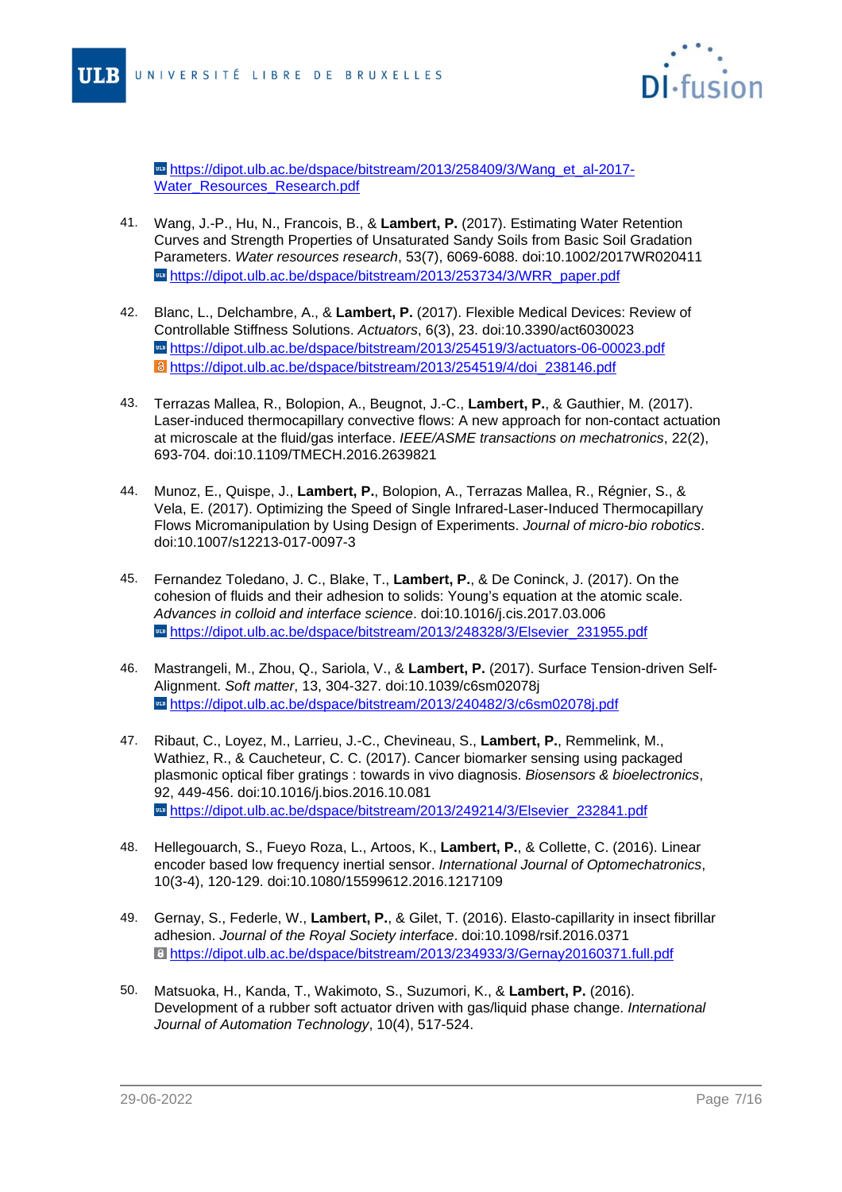https://dipot.ulb.ac.be/dspace/bitstream/2013/258409/3/Wang_et_al-2017-Water_Resources_Research.pdf

41. Wang, J.-P., Hu, N., Francois, B., & **Lambert, P.** (2017). Estimating Water Retention Curves and Strength Properties of Unsaturated Sandy Soils from Basic Soil Gradation Parameters. *Water resources research*, 53(7), 6069-6088. doi:10.1002/2017WR020411
https://dipot.ulb.ac.be/dspace/bitstream/2013/253734/3/WRR_paper.pdf

42. Blanc, L., Delchambre, A., & **Lambert, P.** (2017). Flexible Medical Devices: Review of Controllable Stiffness Solutions. *Actuators*, 6(3), 23. doi:10.3390/act6030023
https://dipot.ulb.ac.be/dspace/bitstream/2013/254519/3/actuators-06-00023.pdf
https://dipot.ulb.ac.be/dspace/bitstream/2013/254519/4/doi_238146.pdf

43. Terrazas Mallea, R., Bolopion, A., Beugnot, J.-C., **Lambert, P.**, & Gauthier, M. (2017). Laser-induced thermocapillary convective flows: A new approach for non-contact actuation at microscale at the fluid/gas interface. *IEEE/ASME transactions on mechatronics*, 22(2), 693-704. doi:10.1109/TMECH.2016.2639821

44. Munoz, E., Quispe, J., **Lambert, P.**, Bolopion, A., Terrazas Mallea, R., Régnier, S., & Vela, E. (2017). Optimizing the Speed of Single Infrared-Laser-Induced Thermocapillary Flows Micromanipulation by Using Design of Experiments. *Journal of micro-bio robotics*. doi:10.1007/s12213-017-0097-3

45. Fernandez Toledano, J. C., Blake, T., **Lambert, P.**, & De Coninck, J. (2017). On the cohesion of fluids and their adhesion to solids: Young's equation at the atomic scale. *Advances in colloid and interface science*. doi:10.1016/j.cis.2017.03.006
https://dipot.ulb.ac.be/dspace/bitstream/2013/248328/3/Elsevier_231955.pdf

46. Mastrangeli, M., Zhou, Q., Sariola, V., & **Lambert, P.** (2017). Surface Tension-driven Self-Alignment. *Soft matter*, 13, 304-327. doi:10.1039/c6sm02078j
https://dipot.ulb.ac.be/dspace/bitstream/2013/240482/3/c6sm02078j.pdf

47. Ribaut, C., Loyez, M., Larrieu, J.-C., Chevineau, S., **Lambert, P.**, Remmelink, M., Wathiez, R., & Caucheteur, C. C. (2017). Cancer biomarker sensing using packaged plasmonic optical fiber gratings : towards in vivo diagnosis. *Biosensors & bioelectronics*, 92, 449-456. doi:10.1016/j.bios.2016.10.081
https://dipot.ulb.ac.be/dspace/bitstream/2013/249214/3/Elsevier_232841.pdf

48. Hellegouarch, S., Fueyo Roza, L., Artoos, K., **Lambert, P.**, & Collette, C. (2016). Linear encoder based low frequency inertial sensor. *International Journal of Optomechatronics*, 10(3-4), 120-129. doi:10.1080/15599612.2016.1217109

49. Gernay, S., Federle, W., **Lambert, P.**, & Gilet, T. (2016). Elasto-capillarity in insect fibrillar adhesion. *Journal of the Royal Society interface*. doi:10.1098/rsif.2016.0371
https://dipot.ulb.ac.be/dspace/bitstream/2013/234933/3/Gernay20160371.full.pdf

50. Matsuoka, H., Kanda, T., Wakimoto, S., Suzumori, K., & **Lambert, P.** (2016). Development of a rubber soft actuator driven with gas/liquid phase change. *International Journal of Automation Technology*, 10(4), 517-524.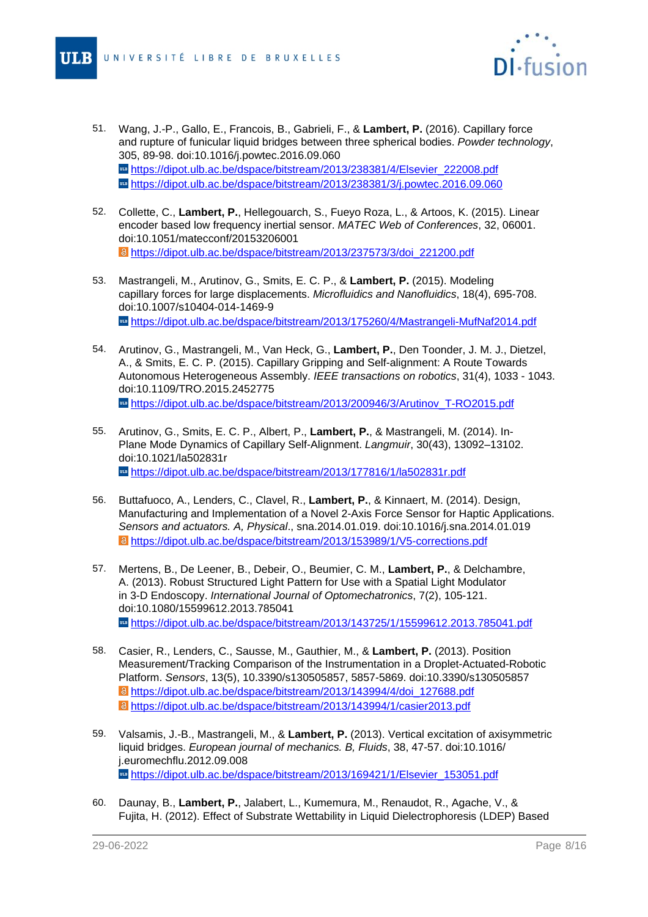51. Wang, J.-P., Gallo, E., Francois, B., Gabrieli, F., & **Lambert, P.** (2016). Capillary force and rupture of funicular liquid bridges between three spherical bodies. *Powder technology*, 305, 89-98. doi:10.1016/j.powtec.2016.09.060
    https://dipot.ulb.ac.be/dspace/bitstream/2013/238381/4/Elsevier_222008.pdf
    https://dipot.ulb.ac.be/dspace/bitstream/2013/238381/3/j.powtec.2016.09.060

52. Collette, C., **Lambert, P.**, Hellegouarch, S., Fueyo Roza, L., & Artoos, K. (2015). Linear encoder based low frequency inertial sensor. *MATEC Web of Conferences*, 32, 06001. doi:10.1051/matecconf/20153206001
    https://dipot.ulb.ac.be/dspace/bitstream/2013/237573/3/doi_221200.pdf

53. Mastrangeli, M., Arutinov, G., Smits, E. C. P., & **Lambert, P.** (2015). Modeling capillary forces for large displacements. *Microfluidics and Nanofluidics*, 18(4), 695-708. doi:10.1007/s10404-014-1469-9
    https://dipot.ulb.ac.be/dspace/bitstream/2013/175260/4/Mastrangeli-MufNaf2014.pdf

54. Arutinov, G., Mastrangeli, M., Van Heck, G., **Lambert, P.**, Den Toonder, J. M. J., Dietzel, A., & Smits, E. C. P. (2015). Capillary Gripping and Self-alignment: A Route Towards Autonomous Heterogeneous Assembly. *IEEE transactions on robotics*, 31(4), 1033 - 1043. doi:10.1109/TRO.2015.2452775
    https://dipot.ulb.ac.be/dspace/bitstream/2013/200946/3/Arutinov_T-RO2015.pdf

55. Arutinov, G., Smits, E. C. P., Albert, P., **Lambert, P.**, & Mastrangeli, M. (2014). In-Plane Mode Dynamics of Capillary Self-Alignment. *Langmuir*, 30(43), 13092–13102. doi:10.1021/la502831r
    https://dipot.ulb.ac.be/dspace/bitstream/2013/177816/1/la502831r.pdf

56. Buttafuoco, A., Lenders, C., Clavel, R., **Lambert, P.**, & Kinnaert, M. (2014). Design, Manufacturing and Implementation of a Novel 2-Axis Force Sensor for Haptic Applications. *Sensors and actuators. A, Physical*., sna.2014.01.019. doi:10.1016/j.sna.2014.01.019
    https://dipot.ulb.ac.be/dspace/bitstream/2013/153989/1/V5-corrections.pdf

57. Mertens, B., De Leener, B., Debeir, O., Beumier, C. M., **Lambert, P.**, & Delchambre, A. (2013). Robust Structured Light Pattern for Use with a Spatial Light Modulator in 3-D Endoscopy. *International Journal of Optomechatronics*, 7(2), 105-121. doi:10.1080/15599612.2013.785041
    https://dipot.ulb.ac.be/dspace/bitstream/2013/143725/1/15599612.2013.785041.pdf

58. Casier, R., Lenders, C., Sausse, M., Gauthier, M., & **Lambert, P.** (2013). Position Measurement/Tracking Comparison of the Instrumentation in a Droplet-Actuated-Robotic Platform. *Sensors*, 13(5), 10.3390/s130505857, 5857-5869. doi:10.3390/s130505857
    https://dipot.ulb.ac.be/dspace/bitstream/2013/143994/4/doi_127688.pdf
    https://dipot.ulb.ac.be/dspace/bitstream/2013/143994/1/casier2013.pdf

59. Valsamis, J.-B., Mastrangeli, M., & **Lambert, P.** (2013). Vertical excitation of axisymmetric liquid bridges. *European journal of mechanics. B, Fluids*, 38, 47-57. doi:10.1016/j.euromechflu.2012.09.008
    https://dipot.ulb.ac.be/dspace/bitstream/2013/169421/1/Elsevier_153051.pdf

60. Daunay, B., **Lambert, P.**, Jalabert, L., Kumemura, M., Renaudot, R., Agache, V., & Fujita, H. (2012). Effect of Substrate Wettability in Liquid Dielectrophoresis (LDEP) Based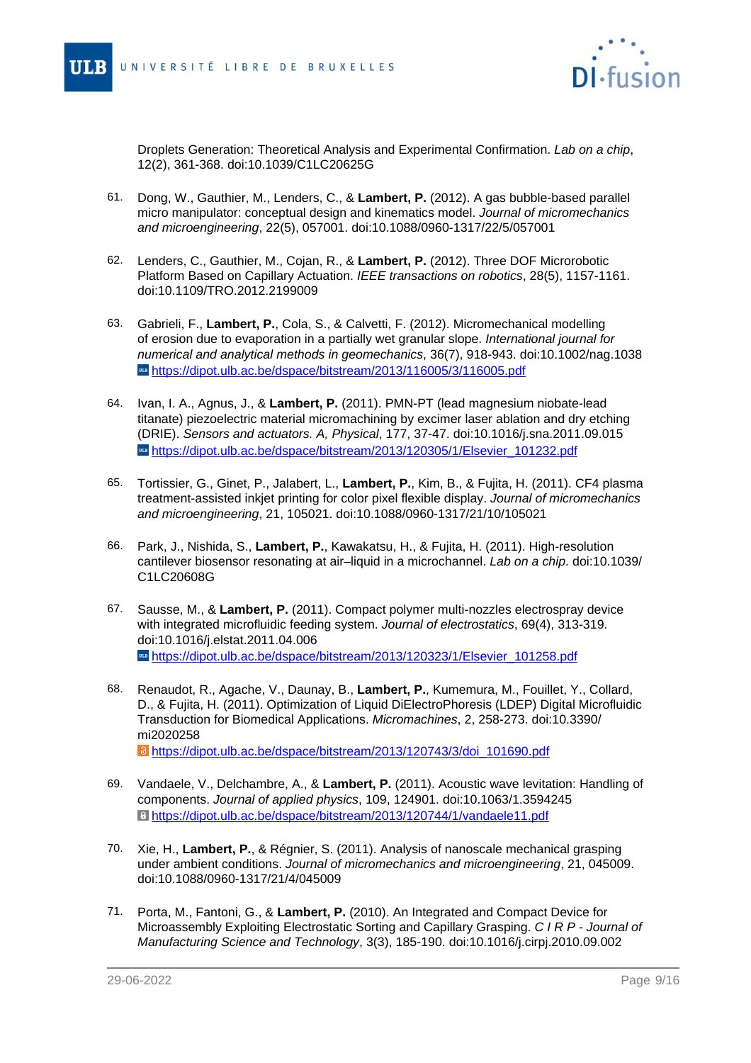Droplets Generation: Theoretical Analysis and Experimental Confirmation. *Lab on a chip*, 12(2), 361-368. doi:10.1039/C1LC20625G

61. Dong, W., Gauthier, M., Lenders, C., & **Lambert, P.** (2012). A gas bubble-based parallel micro manipulator: conceptual design and kinematics model. *Journal of micromechanics and microengineering*, 22(5), 057001. doi:10.1088/0960-1317/22/5/057001

62. Lenders, C., Gauthier, M., Cojan, R., & **Lambert, P.** (2012). Three DOF Microrobotic Platform Based on Capillary Actuation. *IEEE transactions on robotics*, 28(5), 1157-1161. doi:10.1109/TRO.2012.2199009

63. Gabrieli, F., **Lambert, P.**, Cola, S., & Calvetti, F. (2012). Micromechanical modelling of erosion due to evaporation in a partially wet granular slope. *International journal for numerical and analytical methods in geomechanics*, 36(7), 918-943. doi:10.1002/nag.1038
https://dipot.ulb.ac.be/dspace/bitstream/2013/116005/3/116005.pdf

64. Ivan, I. A., Agnus, J., & **Lambert, P.** (2011). PMN-PT (lead magnesium niobate-lead titanate) piezoelectric material micromachining by excimer laser ablation and dry etching (DRIE). *Sensors and actuators. A, Physical*, 177, 37-47. doi:10.1016/j.sna.2011.09.015
https://dipot.ulb.ac.be/dspace/bitstream/2013/120305/1/Elsevier_101232.pdf

65. Tortissier, G., Ginet, P., Jalabert, L., **Lambert, P.**, Kim, B., & Fujita, H. (2011). CF4 plasma treatment-assisted inkjet printing for color pixel flexible display. *Journal of micromechanics and microengineering*, 21, 105021. doi:10.1088/0960-1317/21/10/105021

66. Park, J., Nishida, S., **Lambert, P.**, Kawakatsu, H., & Fujita, H. (2011). High-resolution cantilever biosensor resonating at air–liquid in a microchannel. *Lab on a chip*. doi:10.1039/C1LC20608G

67. Sausse, M., & **Lambert, P.** (2011). Compact polymer multi-nozzles electrospray device with integrated microfluidic feeding system. *Journal of electrostatics*, 69(4), 313-319. doi:10.1016/j.elstat.2011.04.006
https://dipot.ulb.ac.be/dspace/bitstream/2013/120323/1/Elsevier_101258.pdf

68. Renaudot, R., Agache, V., Daunay, B., **Lambert, P.**, Kumemura, M., Fouillet, Y., Collard, D., & Fujita, H. (2011). Optimization of Liquid DiElectroPhoresis (LDEP) Digital Microfluidic Transduction for Biomedical Applications. *Micromachines*, 2, 258-273. doi:10.3390/mi2020258
https://dipot.ulb.ac.be/dspace/bitstream/2013/120743/3/doi_101690.pdf

69. Vandaele, V., Delchambre, A., & **Lambert, P.** (2011). Acoustic wave levitation: Handling of components. *Journal of applied physics*, 109, 124901. doi:10.1063/1.3594245
https://dipot.ulb.ac.be/dspace/bitstream/2013/120744/1/vandaele11.pdf

70. Xie, H., **Lambert, P.**, & Régnier, S. (2011). Analysis of nanoscale mechanical grasping under ambient conditions. *Journal of micromechanics and microengineering*, 21, 045009. doi:10.1088/0960-1317/21/4/045009

71. Porta, M., Fantoni, G., & **Lambert, P.** (2010). An Integrated and Compact Device for Microassembly Exploiting Electrostatic Sorting and Capillary Grasping. *C I R P - Journal of Manufacturing Science and Technology*, 3(3), 185-190. doi:10.1016/j.cirpj.2010.09.002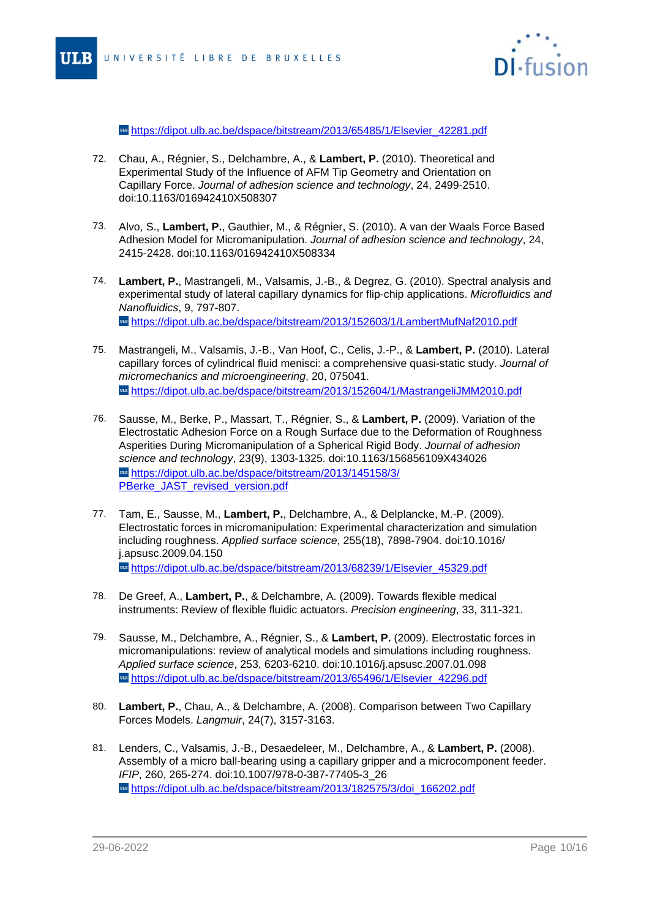https://dipot.ulb.ac.be/dspace/bitstream/2013/65485/1/Elsevier_42281.pdf

72. Chau, A., Régnier, S., Delchambre, A., & **Lambert, P.** (2010). Theoretical and Experimental Study of the Influence of AFM Tip Geometry and Orientation on Capillary Force. *Journal of adhesion science and technology*, 24, 2499-2510. doi:10.1163/016942410X508307

73. Alvo, S., **Lambert, P.**, Gauthier, M., & Régnier, S. (2010). A van der Waals Force Based Adhesion Model for Micromanipulation. *Journal of adhesion science and technology*, 24, 2415-2428. doi:10.1163/016942410X508334

74. **Lambert, P.**, Mastrangeli, M., Valsamis, J.-B., & Degrez, G. (2010). Spectral analysis and experimental study of lateral capillary dynamics for flip-chip applications. *Microfluidics and Nanofluidics*, 9, 797-807.
https://dipot.ulb.ac.be/dspace/bitstream/2013/152603/1/LambertMufNaf2010.pdf

75. Mastrangeli, M., Valsamis, J.-B., Van Hoof, C., Celis, J.-P., & **Lambert, P.** (2010). Lateral capillary forces of cylindrical fluid menisci: a comprehensive quasi-static study. *Journal of micromechanics and microengineering*, 20, 075041.
https://dipot.ulb.ac.be/dspace/bitstream/2013/152604/1/MastrangeliJMM2010.pdf

76. Sausse, M., Berke, P., Massart, T., Régnier, S., & **Lambert, P.** (2009). Variation of the Electrostatic Adhesion Force on a Rough Surface due to the Deformation of Roughness Asperities During Micromanipulation of a Spherical Rigid Body. *Journal of adhesion science and technology*, 23(9), 1303-1325. doi:10.1163/156856109X434026
https://dipot.ulb.ac.be/dspace/bitstream/2013/145158/3/PBerke_JAST_revised_version.pdf

77. Tam, E., Sausse, M., **Lambert, P.**, Delchambre, A., & Delplancke, M.-P. (2009). Electrostatic forces in micromanipulation: Experimental characterization and simulation including roughness. *Applied surface science*, 255(18), 7898-7904. doi:10.1016/j.apsusc.2009.04.150
https://dipot.ulb.ac.be/dspace/bitstream/2013/68239/1/Elsevier_45329.pdf

78. De Greef, A., **Lambert, P.**, & Delchambre, A. (2009). Towards flexible medical instruments: Review of flexible fluidic actuators. *Precision engineering*, 33, 311-321.

79. Sausse, M., Delchambre, A., Régnier, S., & **Lambert, P.** (2009). Electrostatic forces in micromanipulations: review of analytical models and simulations including roughness. *Applied surface science*, 253, 6203-6210. doi:10.1016/j.apsusc.2007.01.098
https://dipot.ulb.ac.be/dspace/bitstream/2013/65496/1/Elsevier_42296.pdf

80. **Lambert, P.**, Chau, A., & Delchambre, A. (2008). Comparison between Two Capillary Forces Models. *Langmuir*, 24(7), 3157-3163.

81. Lenders, C., Valsamis, J.-B., Desaedeleer, M., Delchambre, A., & **Lambert, P.** (2008). Assembly of a micro ball-bearing using a capillary gripper and a microcomponent feeder. *IFIP*, 260, 265-274. doi:10.1007/978-0-387-77405-3_26
https://dipot.ulb.ac.be/dspace/bitstream/2013/182575/3/doi_166202.pdf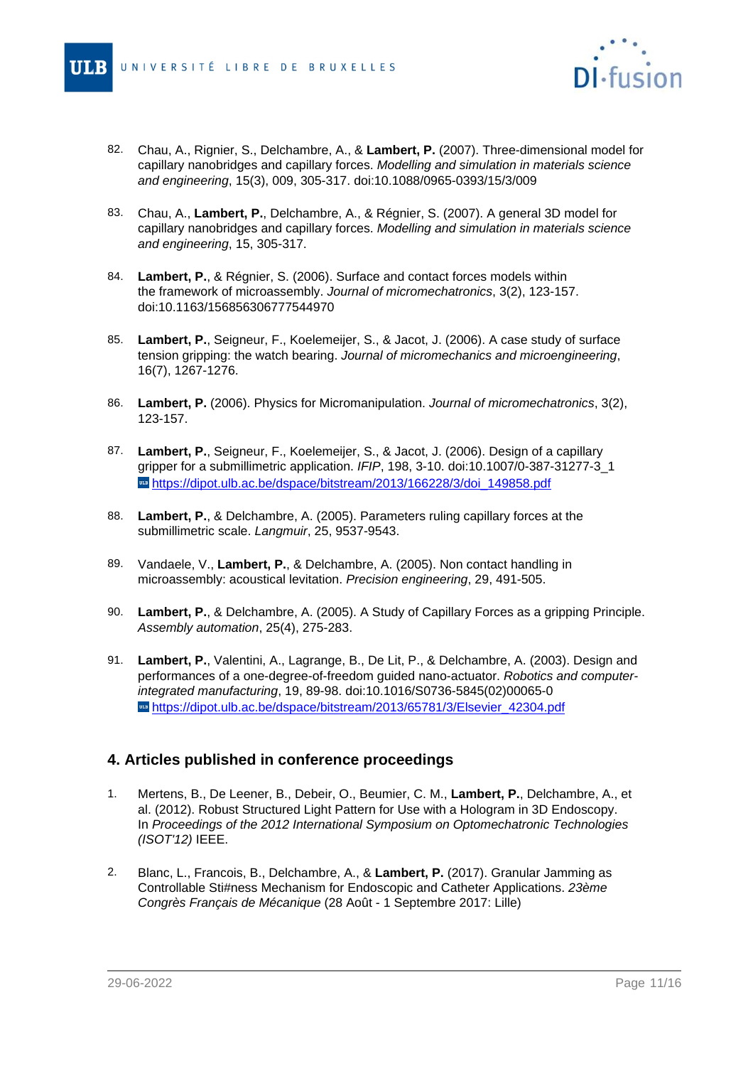82. Chau, A., Rignier, S., Delchambre, A., & **Lambert, P.** (2007). Three-dimensional model for capillary nanobridges and capillary forces. *Modelling and simulation in materials science and engineering*, 15(3), 009, 305-317. doi:10.1088/0965-0393/15/3/009

83. Chau, A., **Lambert, P.**, Delchambre, A., & Régnier, S. (2007). A general 3D model for capillary nanobridges and capillary forces. *Modelling and simulation in materials science and engineering*, 15, 305-317.

84. **Lambert, P.**, & Régnier, S. (2006). Surface and contact forces models within the framework of microassembly. *Journal of micromechatronics*, 3(2), 123-157. doi:10.1163/156856306777544970

85. **Lambert, P.**, Seigneur, F., Koelemeijer, S., & Jacot, J. (2006). A case study of surface tension gripping: the watch bearing. *Journal of micromechanics and microengineering*, 16(7), 1267-1276.

86. **Lambert, P.** (2006). Physics for Micromanipulation. *Journal of micromechatronics*, 3(2), 123-157.

87. **Lambert, P.**, Seigneur, F., Koelemeijer, S., & Jacot, J. (2006). Design of a capillary gripper for a submillimetric application. *IFIP*, 198, 3-10. doi:10.1007/0-387-31277-3_1 https://dipot.ulb.ac.be/dspace/bitstream/2013/166228/3/doi_149858.pdf

88. **Lambert, P.**, & Delchambre, A. (2005). Parameters ruling capillary forces at the submillimetric scale. *Langmuir*, 25, 9537-9543.

89. Vandaele, V., **Lambert, P.**, & Delchambre, A. (2005). Non contact handling in microassembly: acoustical levitation. *Precision engineering*, 29, 491-505.

90. **Lambert, P.**, & Delchambre, A. (2005). A Study of Capillary Forces as a gripping Principle. *Assembly automation*, 25(4), 275-283.

91. **Lambert, P.**, Valentini, A., Lagrange, B., De Lit, P., & Delchambre, A. (2003). Design and performances of a one-degree-of-freedom guided nano-actuator. *Robotics and computer-integrated manufacturing*, 19, 89-98. doi:10.1016/S0736-5845(02)00065-0 https://dipot.ulb.ac.be/dspace/bitstream/2013/65781/3/Elsevier_42304.pdf

## 4. Articles published in conference proceedings

1. Mertens, B., De Leener, B., Debeir, O., Beumier, C. M., **Lambert, P.**, Delchambre, A., et al. (2012). Robust Structured Light Pattern for Use with a Hologram in 3D Endoscopy. In *Proceedings of the 2012 International Symposium on Optomechatronic Technologies (ISOT'12)* IEEE.

2. Blanc, L., Francois, B., Delchambre, A., & **Lambert, P.** (2017). Granular Jamming as Controllable Sti#ness Mechanism for Endoscopic and Catheter Applications. *23ème Congrès Français de Mécanique* (28 Août - 1 Septembre 2017: Lille)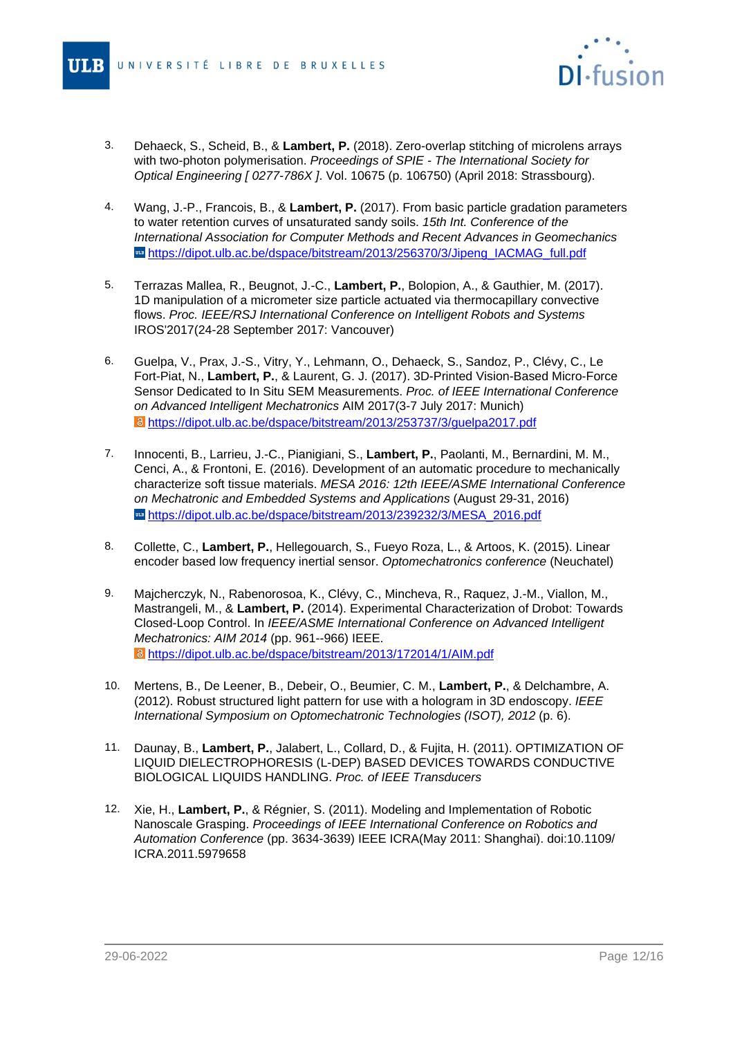3. Dehaeck, S., Scheid, B., & **Lambert, P.** (2018). Zero-overlap stitching of microlens arrays with two-photon polymerisation. *Proceedings of SPIE - The International Society for Optical Engineering [ 0277-786X ].* Vol. 10675 (p. 106750) (April 2018: Strassbourg).

4. Wang, J.-P., Francois, B., & **Lambert, P.** (2017). From basic particle gradation parameters to water retention curves of unsaturated sandy soils. *15th Int. Conference of the International Association for Computer Methods and Recent Advances in Geomechanics*
   https://dipot.ulb.ac.be/dspace/bitstream/2013/256370/3/Jipeng_IACMAG_full.pdf

5. Terrazas Mallea, R., Beugnot, J.-C., **Lambert, P.**, Bolopion, A., & Gauthier, M. (2017). 1D manipulation of a micrometer size particle actuated via thermocapillary convective flows. *Proc. IEEE/RSJ International Conference on Intelligent Robots and Systems* IROS'2017(24-28 September 2017: Vancouver)

6. Guelpa, V., Prax, J.-S., Vitry, Y., Lehmann, O., Dehaeck, S., Sandoz, P., Clévy, C., Le Fort-Piat, N., **Lambert, P.**, & Laurent, G. J. (2017). 3D-Printed Vision-Based Micro-Force Sensor Dedicated to In Situ SEM Measurements. *Proc. of IEEE International Conference on Advanced Intelligent Mechatronics* AIM 2017(3-7 July 2017: Munich)
   https://dipot.ulb.ac.be/dspace/bitstream/2013/253737/3/guelpa2017.pdf

7. Innocenti, B., Larrieu, J.-C., Pianigiani, S., **Lambert, P.**, Paolanti, M., Bernardini, M. M., Cenci, A., & Frontoni, E. (2016). Development of an automatic procedure to mechanically characterize soft tissue materials. *MESA 2016: 12th IEEE/ASME International Conference on Mechatronic and Embedded Systems and Applications* (August 29-31, 2016)
   https://dipot.ulb.ac.be/dspace/bitstream/2013/239232/3/MESA_2016.pdf

8. Collette, C., **Lambert, P.**, Hellegouarch, S., Fueyo Roza, L., & Artoos, K. (2015). Linear encoder based low frequency inertial sensor. *Optomechatronics conference* (Neuchatel)

9. Majcherczyk, N., Rabenorosoa, K., Clévy, C., Mincheva, R., Raquez, J.-M., Viallon, M., Mastrangeli, M., & **Lambert, P.** (2014). Experimental Characterization of Drobot: Towards Closed-Loop Control. In *IEEE/ASME International Conference on Advanced Intelligent Mechatronics: AIM 2014* (pp. 961--966) IEEE.
   https://dipot.ulb.ac.be/dspace/bitstream/2013/172014/1/AIM.pdf

10. Mertens, B., De Leener, B., Debeir, O., Beumier, C. M., **Lambert, P.**, & Delchambre, A. (2012). Robust structured light pattern for use with a hologram in 3D endoscopy. *IEEE International Symposium on Optomechatronic Technologies (ISOT), 2012* (p. 6).

11. Daunay, B., **Lambert, P.**, Jalabert, L., Collard, D., & Fujita, H. (2011). OPTIMIZATION OF LIQUID DIELECTROPHORESIS (L-DEP) BASED DEVICES TOWARDS CONDUCTIVE BIOLOGICAL LIQUIDS HANDLING. *Proc. of IEEE Transducers*

12. Xie, H., **Lambert, P.**, & Régnier, S. (2011). Modeling and Implementation of Robotic Nanoscale Grasping. *Proceedings of IEEE International Conference on Robotics and Automation Conference* (pp. 3634-3639) IEEE ICRA(May 2011: Shanghai). doi:10.1109/ICRA.2011.5979658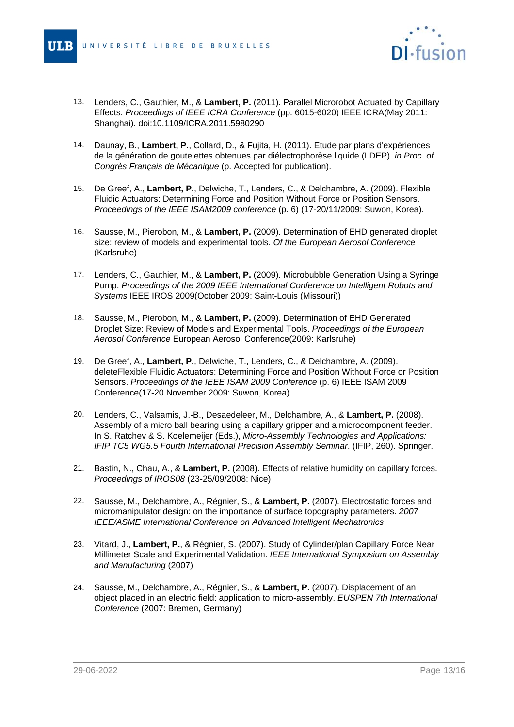13. Lenders, C., Gauthier, M., & **Lambert, P.** (2011). Parallel Microrobot Actuated by Capillary Effects. *Proceedings of IEEE ICRA Conference* (pp. 6015-6020) IEEE ICRA(May 2011: Shanghai). doi:10.1109/ICRA.2011.5980290

14. Daunay, B., **Lambert, P.**, Collard, D., & Fujita, H. (2011). Etude par plans d'expériences de la génération de goutelettes obtenues par diélectrophorèse liquide (LDEP). *in Proc. of Congrès Français de Mécanique* (p. Accepted for publication).

15. De Greef, A., **Lambert, P.**, Delwiche, T., Lenders, C., & Delchambre, A. (2009). Flexible Fluidic Actuators: Determining Force and Position Without Force or Position Sensors. *Proceedings of the IEEE ISAM2009 conference* (p. 6) (17-20/11/2009: Suwon, Korea).

16. Sausse, M., Pierobon, M., & **Lambert, P.** (2009). Determination of EHD generated droplet size: review of models and experimental tools. *Of the European Aerosol Conference* (Karlsruhe)

17. Lenders, C., Gauthier, M., & **Lambert, P.** (2009). Microbubble Generation Using a Syringe Pump. *Proceedings of the 2009 IEEE International Conference on Intelligent Robots and Systems* IEEE IROS 2009(October 2009: Saint-Louis (Missouri))

18. Sausse, M., Pierobon, M., & **Lambert, P.** (2009). Determination of EHD Generated Droplet Size: Review of Models and Experimental Tools. *Proceedings of the European Aerosol Conference* European Aerosol Conference(2009: Karlsruhe)

19. De Greef, A., **Lambert, P.**, Delwiche, T., Lenders, C., & Delchambre, A. (2009). deleteFlexible Fluidic Actuators: Determining Force and Position Without Force or Position Sensors. *Proceedings of the IEEE ISAM 2009 Conference* (p. 6) IEEE ISAM 2009 Conference(17-20 November 2009: Suwon, Korea).

20. Lenders, C., Valsamis, J.-B., Desaedeleer, M., Delchambre, A., & **Lambert, P.** (2008). Assembly of a micro ball bearing using a capillary gripper and a microcomponent feeder. In S. Ratchev & S. Koelemeijer (Eds.), *Micro-Assembly Technologies and Applications: IFIP TC5 WG5.5 Fourth International Precision Assembly Seminar.* (IFIP, 260). Springer.

21. Bastin, N., Chau, A., & **Lambert, P.** (2008). Effects of relative humidity on capillary forces. *Proceedings of IROS08* (23-25/09/2008: Nice)

22. Sausse, M., Delchambre, A., Régnier, S., & **Lambert, P.** (2007). Electrostatic forces and micromanipulator design: on the importance of surface topography parameters. *2007 IEEE/ASME International Conference on Advanced Intelligent Mechatronics*

23. Vitard, J., **Lambert, P.**, & Régnier, S. (2007). Study of Cylinder/plan Capillary Force Near Millimeter Scale and Experimental Validation. *IEEE International Symposium on Assembly and Manufacturing* (2007)

24. Sausse, M., Delchambre, A., Régnier, S., & **Lambert, P.** (2007). Displacement of an object placed in an electric field: application to micro-assembly. *EUSPEN 7th International Conference* (2007: Bremen, Germany)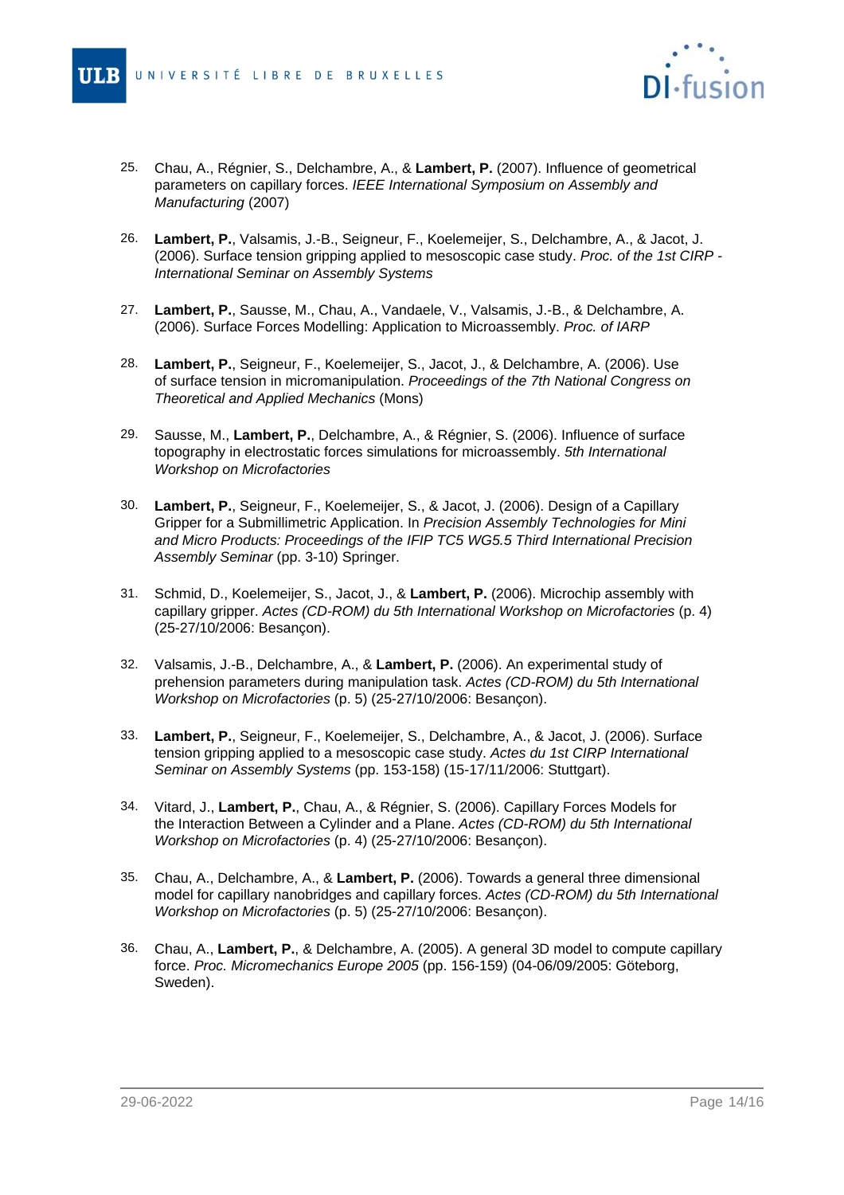25. Chau, A., Régnier, S., Delchambre, A., & **Lambert, P.** (2007). Influence of geometrical parameters on capillary forces. *IEEE International Symposium on Assembly and Manufacturing* (2007)

26. **Lambert, P.**, Valsamis, J.-B., Seigneur, F., Koelemeijer, S., Delchambre, A., & Jacot, J. (2006). Surface tension gripping applied to mesoscopic case study. *Proc. of the 1st CIRP - International Seminar on Assembly Systems*

27. **Lambert, P.**, Sausse, M., Chau, A., Vandaele, V., Valsamis, J.-B., & Delchambre, A. (2006). Surface Forces Modelling: Application to Microassembly. *Proc. of IARP*

28. **Lambert, P.**, Seigneur, F., Koelemeijer, S., Jacot, J., & Delchambre, A. (2006). Use of surface tension in micromanipulation. *Proceedings of the 7th National Congress on Theoretical and Applied Mechanics* (Mons)

29. Sausse, M., **Lambert, P.**, Delchambre, A., & Régnier, S. (2006). Influence of surface topography in electrostatic forces simulations for microassembly. *5th International Workshop on Microfactories*

30. **Lambert, P.**, Seigneur, F., Koelemeijer, S., & Jacot, J. (2006). Design of a Capillary Gripper for a Submillimetric Application. In *Precision Assembly Technologies for Mini and Micro Products: Proceedings of the IFIP TC5 WG5.5 Third International Precision Assembly Seminar* (pp. 3-10) Springer.

31. Schmid, D., Koelemeijer, S., Jacot, J., & **Lambert, P.** (2006). Microchip assembly with capillary gripper. *Actes (CD-ROM) du 5th International Workshop on Microfactories* (p. 4) (25-27/10/2006: Besançon).

32. Valsamis, J.-B., Delchambre, A., & **Lambert, P.** (2006). An experimental study of prehension parameters during manipulation task. *Actes (CD-ROM) du 5th International Workshop on Microfactories* (p. 5) (25-27/10/2006: Besançon).

33. **Lambert, P.**, Seigneur, F., Koelemeijer, S., Delchambre, A., & Jacot, J. (2006). Surface tension gripping applied to a mesoscopic case study. *Actes du 1st CIRP International Seminar on Assembly Systems* (pp. 153-158) (15-17/11/2006: Stuttgart).

34. Vitard, J., **Lambert, P.**, Chau, A., & Régnier, S. (2006). Capillary Forces Models for the Interaction Between a Cylinder and a Plane. *Actes (CD-ROM) du 5th International Workshop on Microfactories* (p. 4) (25-27/10/2006: Besançon).

35. Chau, A., Delchambre, A., & **Lambert, P.** (2006). Towards a general three dimensional model for capillary nanobridges and capillary forces. *Actes (CD-ROM) du 5th International Workshop on Microfactories* (p. 5) (25-27/10/2006: Besançon).

36. Chau, A., **Lambert, P.**, & Delchambre, A. (2005). A general 3D model to compute capillary force. *Proc. Micromechanics Europe 2005* (pp. 156-159) (04-06/09/2005: Göteborg, Sweden).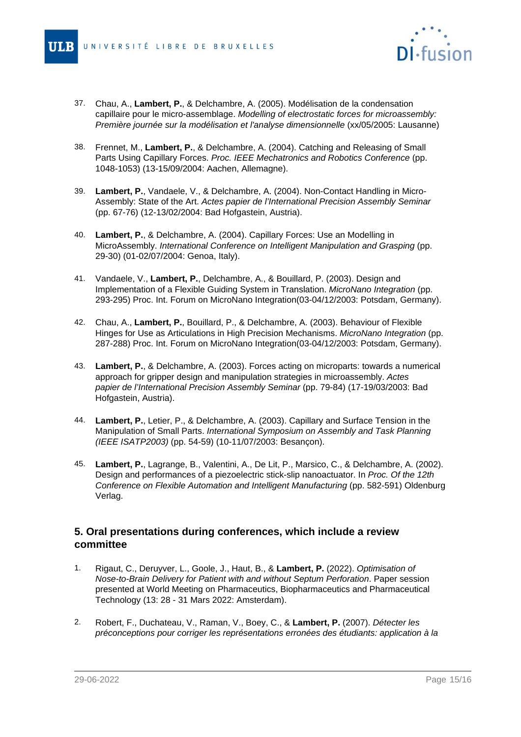37. Chau, A., **Lambert, P.**, & Delchambre, A. (2005). Modélisation de la condensation capillaire pour le micro-assemblage. *Modelling of electrostatic forces for microassembly: Première journée sur la modélisation et l'analyse dimensionnelle* (xx/05/2005: Lausanne)

38. Frennet, M., **Lambert, P.**, & Delchambre, A. (2004). Catching and Releasing of Small Parts Using Capillary Forces. *Proc. IEEE Mechatronics and Robotics Conference* (pp. 1048-1053) (13-15/09/2004: Aachen, Allemagne).

39. **Lambert, P.**, Vandaele, V., & Delchambre, A. (2004). Non-Contact Handling in Micro-Assembly: State of the Art. *Actes papier de l'International Precision Assembly Seminar* (pp. 67-76) (12-13/02/2004: Bad Hofgastein, Austria).

40. **Lambert, P.**, & Delchambre, A. (2004). Capillary Forces: Use an Modelling in MicroAssembly. *International Conference on Intelligent Manipulation and Grasping* (pp. 29-30) (01-02/07/2004: Genoa, Italy).

41. Vandaele, V., **Lambert, P.**, Delchambre, A., & Bouillard, P. (2003). Design and Implementation of a Flexible Guiding System in Translation. *MicroNano Integration* (pp. 293-295) Proc. Int. Forum on MicroNano Integration(03-04/12/2003: Potsdam, Germany).

42. Chau, A., **Lambert, P.**, Bouillard, P., & Delchambre, A. (2003). Behaviour of Flexible Hinges for Use as Articulations in High Precision Mechanisms. *MicroNano Integration* (pp. 287-288) Proc. Int. Forum on MicroNano Integration(03-04/12/2003: Potsdam, Germany).

43. **Lambert, P.**, & Delchambre, A. (2003). Forces acting on microparts: towards a numerical approach for gripper design and manipulation strategies in microassembly. *Actes papier de l'International Precision Assembly Seminar* (pp. 79-84) (17-19/03/2003: Bad Hofgastein, Austria).

44. **Lambert, P.**, Letier, P., & Delchambre, A. (2003). Capillary and Surface Tension in the Manipulation of Small Parts. *International Symposium on Assembly and Task Planning (IEEE ISATP2003)* (pp. 54-59) (10-11/07/2003: Besançon).

45. **Lambert, P.**, Lagrange, B., Valentini, A., De Lit, P., Marsico, C., & Delchambre, A. (2002). Design and performances of a piezoelectric stick-slip nanoactuator. In *Proc. Of the 12th Conference on Flexible Automation and Intelligent Manufacturing* (pp. 582-591) Oldenburg Verlag.

## 5. Oral presentations during conferences, which include a review committee

1. Rigaut, C., Deruyver, L., Goole, J., Haut, B., & **Lambert, P.** (2022). *Optimisation of Nose-to-Brain Delivery for Patient with and without Septum Perforation*. Paper session presented at World Meeting on Pharmaceutics, Biopharmaceutics and Pharmaceutical Technology (13: 28 - 31 Mars 2022: Amsterdam).

2. Robert, F., Duchateau, V., Raman, V., Boey, C., & **Lambert, P.** (2007). *Détecter les préconceptions pour corriger les représentations erronées des étudiants: application à la*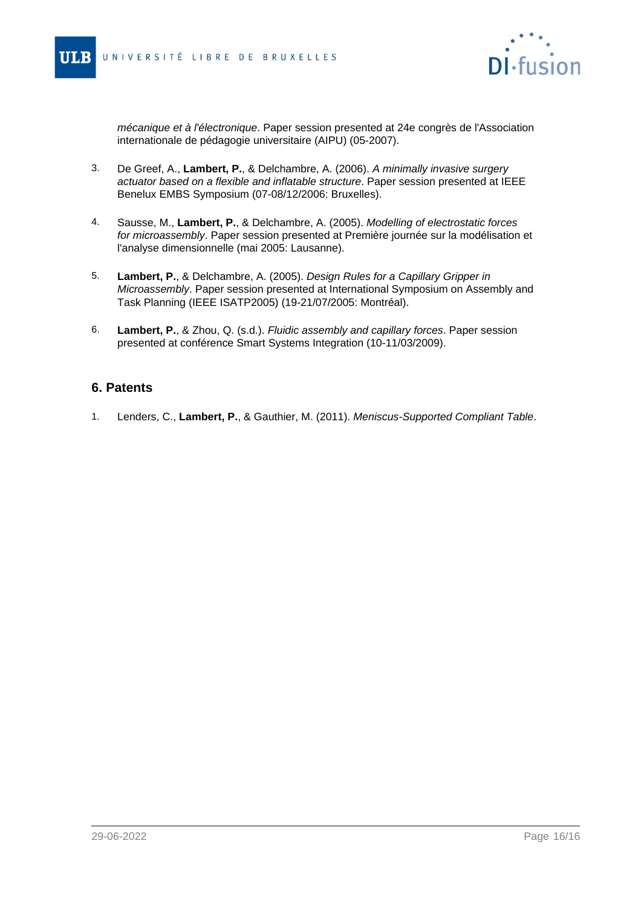*mécanique et à l'électronique*. Paper session presented at 24e congrès de l'Association internationale de pédagogie universitaire (AIPU) (05-2007).

3. De Greef, A., **Lambert, P.**, & Delchambre, A. (2006). *A minimally invasive surgery actuator based on a flexible and inflatable structure*. Paper session presented at IEEE Benelux EMBS Symposium (07-08/12/2006: Bruxelles).

4. Sausse, M., **Lambert, P.**, & Delchambre, A. (2005). *Modelling of electrostatic forces for microassembly*. Paper session presented at Première journée sur la modélisation et l'analyse dimensionnelle (mai 2005: Lausanne).

5. **Lambert, P.**, & Delchambre, A. (2005). *Design Rules for a Capillary Gripper in Microassembly*. Paper session presented at International Symposium on Assembly and Task Planning (IEEE ISATP2005) (19-21/07/2005: Montréal).

6. **Lambert, P.**, & Zhou, Q. (s.d.). *Fluidic assembly and capillary forces*. Paper session presented at conférence Smart Systems Integration (10-11/03/2009).

## 6. Patents

1. Lenders, C., **Lambert, P.**, & Gauthier, M. (2011). *Meniscus-Supported Compliant Table*.